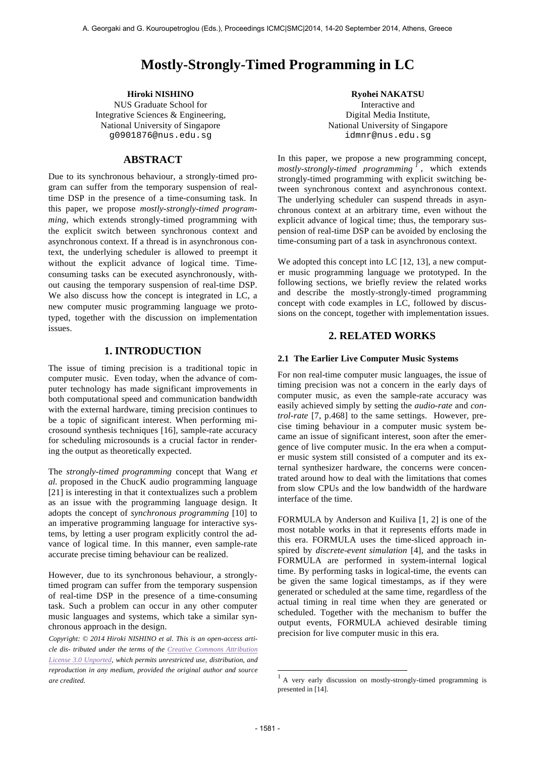# Mostly-Strongly-Timed Programming in LC

**Hiroki NISHINO**
NUS Graduate School for Integrative Sciences & Engineering, National University of Singapore
g0901876@nus.edu.sg

**Ryohei NAKATSU**
Interactive and Digital Media Institute, National University of Singapore
idmnr@nus.edu.sg

## ABSTRACT

Due to its synchronous behaviour, a strongly-timed program can suffer from the temporary suspension of real-time DSP in the presence of a time-consuming task. In this paper, we propose *mostly-strongly-timed programming*, which extends strongly-timed programming with the explicit switch between synchronous context and asynchronous context. If a thread is in asynchronous context, the underlying scheduler is allowed to preempt it without the explicit advance of logical time. Time-consuming tasks can be executed asynchronously, without causing the temporary suspension of real-time DSP. We also discuss how the concept is integrated in LC, a new computer music programming language we prototyped, together with the discussion on implementation issues.

## 1. INTRODUCTION

The issue of timing precision is a traditional topic in computer music. Even today, when the advance of computer technology has made significant improvements in both computational speed and communication bandwidth with the external hardware, timing precision continues to be a topic of significant interest. When performing microsound synthesis techniques [16], sample-rate accuracy for scheduling microsounds is a crucial factor in rendering the output as theoretically expected.

The *strongly-timed programming* concept that Wang *et al.* proposed in the ChucK audio programming language [21] is interesting in that it contextualizes such a problem as an issue with the programming language design. It adopts the concept of *synchronous programming* [10] to an imperative programming language for interactive systems, by letting a user program explicitly control the advance of logical time. In this manner, even sample-rate accurate precise timing behaviour can be realized.

However, due to its synchronous behaviour, a strongly-timed program can suffer from the temporary suspension of real-time DSP in the presence of a time-consuming task. Such a problem can occur in any other computer music languages and systems, which take a similar synchronous approach in the design.

*Copyright: © 2014 Hiroki NISHINO et al. This is an open-access article dis- tributed under the terms of the Creative Commons Attribution License 3.0 Unported, which permits unrestricted use, distribution, and reproduction in any medium, provided the original author and source are credited.*

In this paper, we propose a new programming concept, *mostly-strongly-timed programming* [1], which extends strongly-timed programming with explicit switching between synchronous context and asynchronous context. The underlying scheduler can suspend threads in asynchronous context at an arbitrary time, even without the explicit advance of logical time; thus, the temporary suspension of real-time DSP can be avoided by enclosing the time-consuming part of a task in asynchronous context.

We adopted this concept into LC [12, 13], a new computer music programming language we prototyped. In the following sections, we briefly review the related works and describe the mostly-strongly-timed programming concept with code examples in LC, followed by discussions on the concept, together with implementation issues.

## 2. RELATED WORKS

### 2.1 The Earlier Live Computer Music Systems

For non real-time computer music languages, the issue of timing precision was not a concern in the early days of computer music, as even the sample-rate accuracy was easily achieved simply by setting the *audio-rate* and *control-rate* [7, p.468] to the same settings. However, precise timing behaviour in a computer music system became an issue of significant interest, soon after the emergence of live computer music. In the era when a computer music system still consisted of a computer and its external synthesizer hardware, the concerns were concentrated around how to deal with the limitations that comes from slow CPUs and the low bandwidth of the hardware interface of the time.

FORMULA by Anderson and Kuiliva [1, 2] is one of the most notable works in that it represents efforts made in this era. FORMULA uses the time-sliced approach inspired by *discrete-event simulation* [4], and the tasks in FORMULA are performed in system-internal logical time. By performing tasks in logical-time, the events can be given the same logical timestamps, as if they were generated or scheduled at the same time, regardless of the actual timing in real time when they are generated or scheduled. Together with the mechanism to buffer the output events, FORMULA achieved desirable timing precision for live computer music in this era.

[1] A very early discussion on mostly-strongly-timed programming is presented in [14].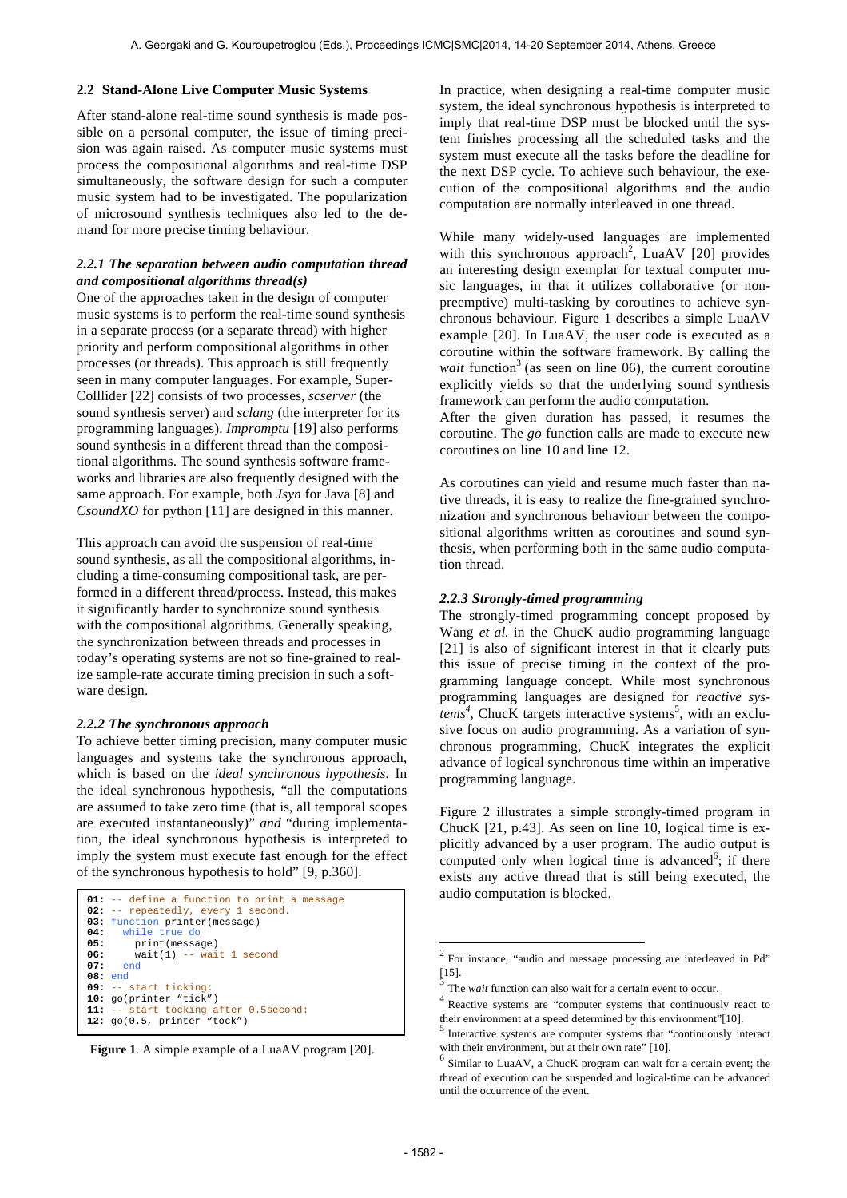### 2.2 Stand-Alone Live Computer Music Systems

After stand-alone real-time sound synthesis is made possible on a personal computer, the issue of timing precision was again raised. As computer music systems must process the compositional algorithms and real-time DSP simultaneously, the software design for such a computer music system had to be investigated. The popularization of microsound synthesis techniques also led to the demand for more precise timing behaviour.

#### *2.2.1 The separation between audio computation thread and compositional algorithms thread(s)*

One of the approaches taken in the design of computer music systems is to perform the real-time sound synthesis in a separate process (or a separate thread) with higher priority and perform compositional algorithms in other processes (or threads). This approach is still frequently seen in many computer languages. For example, SuperColllider [22] consists of two processes, *scserver* (the sound synthesis server) and *sclang* (the interpreter for its programming languages). *Impromptu* [19] also performs sound synthesis in a different thread than the compositional algorithms. The sound synthesis software frameworks and libraries are also frequently designed with the same approach. For example, both *Jsyn* for Java [8] and *CsoundXO* for python [11] are designed in this manner.

This approach can avoid the suspension of real-time sound synthesis, as all the compositional algorithms, including a time-consuming compositional task, are performed in a different thread/process. Instead, this makes it significantly harder to synchronize sound synthesis with the compositional algorithms. Generally speaking, the synchronization between threads and processes in today's operating systems are not so fine-grained to realize sample-rate accurate timing precision in such a software design.

#### *2.2.2 The synchronous approach*

To achieve better timing precision, many computer music languages and systems take the synchronous approach, which is based on the *ideal synchronous hypothesis.* In the ideal synchronous hypothesis, "all the computations are assumed to take zero time (that is, all temporal scopes are executed instantaneously)" *and* "during implementation, the ideal synchronous hypothesis is interpreted to imply the system must execute fast enough for the effect of the synchronous hypothesis to hold" [9, p.360].

```
01: -- define a function to print a message
02: -- repeatedly, every 1 second.
03: function printer(message)
04:   while true do
05:     print(message)
06:     wait(1) -- wait 1 second
07:   end
08: end
09: -- start ticking:
10: go(printer "tick")
11: -- start tocking after 0.5second:
12: go(0.5, printer "tock")
```

**Figure 1**. A simple example of a LuaAV program [20].

In practice, when designing a real-time computer music system, the ideal synchronous hypothesis is interpreted to imply that real-time DSP must be blocked until the system finishes processing all the scheduled tasks and the system must execute all the tasks before the deadline for the next DSP cycle. To achieve such behaviour, the execution of the compositional algorithms and the audio computation are normally interleaved in one thread.

While many widely-used languages are implemented with this synchronous approach[2], LuaAV [20] provides an interesting design exemplar for textual computer music languages, in that it utilizes collaborative (or non-preemptive) multi-tasking by coroutines to achieve synchronous behaviour. Figure 1 describes a simple LuaAV example [20]. In LuaAV, the user code is executed as a coroutine within the software framework. By calling the *wait* function[3] (as seen on line 06), the current coroutine explicitly yields so that the underlying sound synthesis framework can perform the audio computation.
After the given duration has passed, it resumes the coroutine. The *go* function calls are made to execute new coroutines on line 10 and line 12.

As coroutines can yield and resume much faster than native threads, it is easy to realize the fine-grained synchronization and synchronous behaviour between the compositional algorithms written as coroutines and sound synthesis, when performing both in the same audio computation thread.

#### *2.2.3 Strongly-timed programming*

The strongly-timed programming concept proposed by Wang *et al.* in the ChucK audio programming language [21] is also of significant interest in that it clearly puts this issue of precise timing in the context of the programming language concept. While most synchronous programming languages are designed for *reactive systems*[4], ChucK targets interactive systems[5], with an exclusive focus on audio programming. As a variation of synchronous programming, ChucK integrates the explicit advance of logical synchronous time within an imperative programming language.

Figure 2 illustrates a simple strongly-timed program in ChucK [21, p.43]. As seen on line 10, logical time is explicitly advanced by a user program. The audio output is computed only when logical time is advanced[6]; if there exists any active thread that is still being executed, the audio computation is blocked.

---

[2] For instance, "audio and message processing are interleaved in Pd" [15].

[3] The *wait* function can also wait for a certain event to occur.

[4] Reactive systems are "computer systems that continuously react to their environment at a speed determined by this environment"[10].

[5] Interactive systems are computer systems that "continuously interact with their environment, but at their own rate" [10].

[6] Similar to LuaAV, a ChucK program can wait for a certain event; the thread of execution can be suspended and logical-time can be advanced until the occurrence of the event.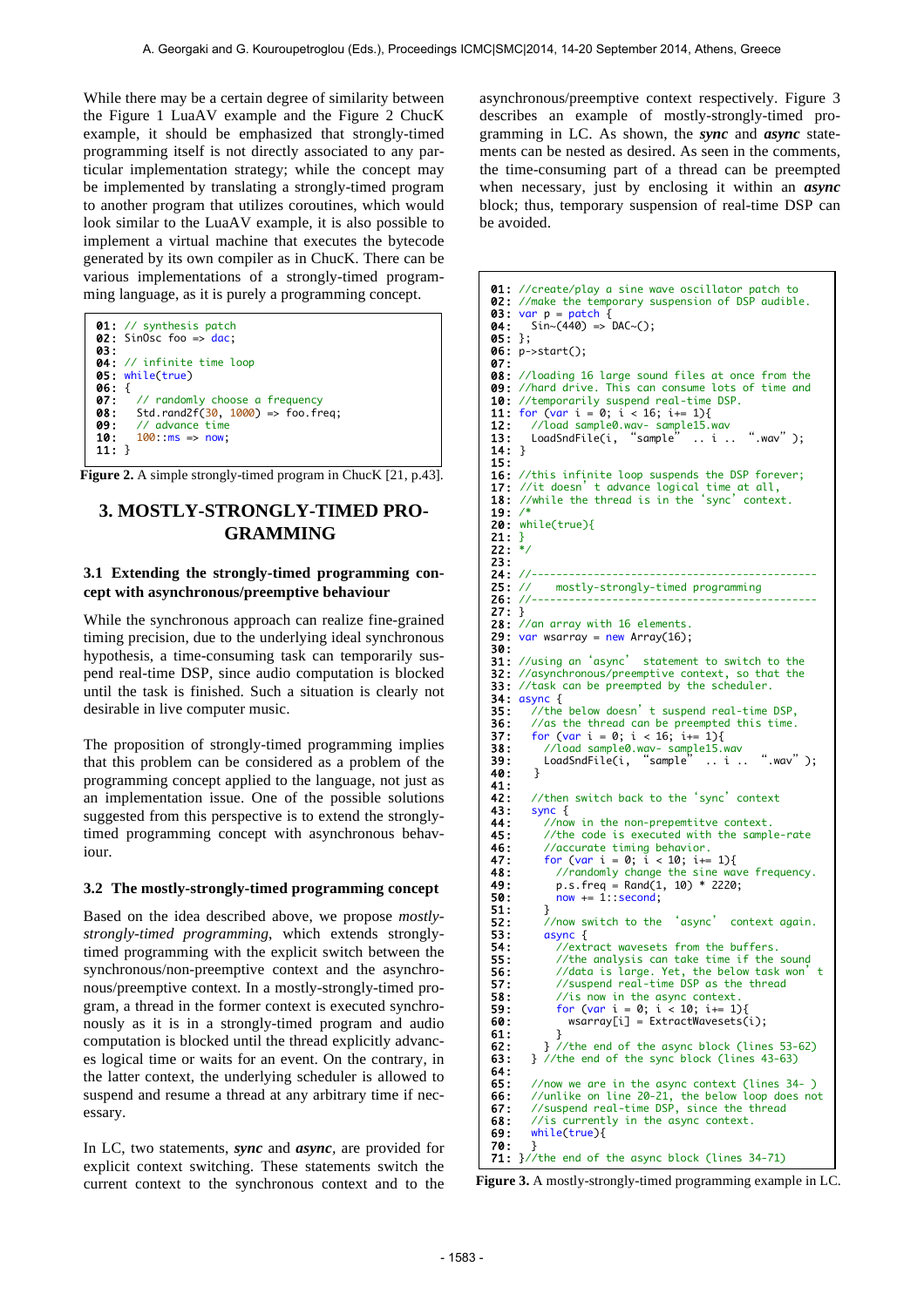While there may be a certain degree of similarity between the Figure 1 LuaAV example and the Figure 2 ChucK example, it should be emphasized that strongly-timed programming itself is not directly associated to any particular implementation strategy; while the concept may be implemented by translating a strongly-timed program to another program that utilizes coroutines, which would look similar to the LuaAV example, it is also possible to implement a virtual machine that executes the bytecode generated by its own compiler as in ChucK. There can be various implementations of a strongly-timed programming language, as it is purely a programming concept.

```
01: // synthesis patch
02: SinOsc foo => dac;
03:
04: // infinite time loop
05: while(true)
06: {
07:     // randomly choose a frequency
08:     Std.rand2f(30, 1000) => foo.freq;
09:     // advance time
10:     100::ms => now;
11: }
```

**Figure 2.** A simple strongly-timed program in ChucK [21, p.43].

## 3. MOSTLY-STRONGLY-TIMED PROGRAMMING

### 3.1 Extending the strongly-timed programming concept with asynchronous/preemptive behaviour

While the synchronous approach can realize fine-grained timing precision, due to the underlying ideal synchronous hypothesis, a time-consuming task can temporarily suspend real-time DSP, since audio computation is blocked until the task is finished. Such a situation is clearly not desirable in live computer music.

The proposition of strongly-timed programming implies that this problem can be considered as a problem of the programming concept applied to the language, not just as an implementation issue. One of the possible solutions suggested from this perspective is to extend the strongly-timed programming concept with asynchronous behaviour.

### 3.2 The mostly-strongly-timed programming concept

Based on the idea described above, we propose *mostly-strongly-timed programming*, which extends strongly-timed programming with the explicit switch between the synchronous/non-preemptive context and the asynchronous/preemptive context. In a mostly-strongly-timed program, a thread in the former context is executed synchronously as it is in a strongly-timed program and audio computation is blocked until the thread explicitly advances logical time or waits for an event. On the contrary, in the latter context, the underlying scheduler is allowed to suspend and resume a thread at any arbitrary time if necessary.

In LC, two statements, ***sync*** and ***async***, are provided for explicit context switching. These statements switch the current context to the synchronous context and to the asynchronous/preemptive context respectively. Figure 3 describes an example of mostly-strongly-timed programming in LC. As shown, the ***sync*** and ***async*** statements can be nested as desired. As seen in the comments, the time-consuming part of a thread can be preempted when necessary, just by enclosing it within an ***async*** block; thus, temporary suspension of real-time DSP can be avoided.

```
01: //create/play a sine wave oscillator patch to
02: //make the temporary suspension of DSP audible.
03: var p = patch {
04:   Sin~(440) => DAC~();
05: };
06: p->start();
07:
08: //loading 16 large sound files at once from the
09: //hard drive. This can consume lots of time and
10: //temporarily suspend real-time DSP.
11: for (var i = 0; i < 16; i+= 1){
12:   //load sample0.wav- sample15.wav
13:   LoadSndFile(i, "sample" .. i .. ".wav" );
14: }
15:
16: //this infinite loop suspends the DSP forever;
17: //it doesn't advance logical time at all,
18: //while the thread is in the 'sync' context.
19: /*
20: while(true){
21: }
22: */
23:
24: //---------------------------------------------
25: //    mostly-strongly-timed programming
26: //---------------------------------------------
27: }
28: //an array with 16 elements.
29: var wsarray = new Array(16);
30:
31: //using an 'async' statement to switch to the
32: //asynchronous/preemptive context, so that the
33: //task can be preempted by the scheduler.
34: async {
35:   //the below doesn't suspend real-time DSP,
36:   //as the thread can be preempted this time.
37:   for (var i = 0; i < 16; i+= 1){
38:     //load sample0.wav- sample15.wav
39:     LoadSndFile(i, "sample" .. i .. ".wav" );
40:   }
41:
42:   //then switch back to the 'sync' context
43:   sync {
44:     //now in the non-prepemtitve context.
45:     //the code is executed with the sample-rate
46:     //accurate timing behavior.
47:     for (var i = 0; i < 10; i+= 1){
48:       //randomly change the sine wave frequency.
49:       p.s.freq = Rand(1, 10) * 2220;
50:       now += 1::second;
51:     }
52:     //now switch to the 'async' context again.
53:     async {
54:       //extract wavesets from the buffers.
55:       //the analysis can take time if the sound
56:       //data is large. Yet, the below task won't
57:       //suspend real-time DSP as the thread
58:       //is now in the async context.
59:       for (var i = 0; i < 10; i+= 1){
60:         wsarray[i] = ExtractWavesets(i);
61:       }
62:     } //the end of the async block (lines 53-62)
63:   } //the end of the sync block (lines 43-63)
64:
65:   //now we are in the async context (lines 34- )
66:   //unlike on line 20-21, the below loop does not
67:   //suspend real-time DSP, since the thread
68:   //is currently in the async context.
69:   while(true){
70:   }
71: }//the end of the async block (lines 34-71)
```

**Figure 3.** A mostly-strongly-timed programming example in LC.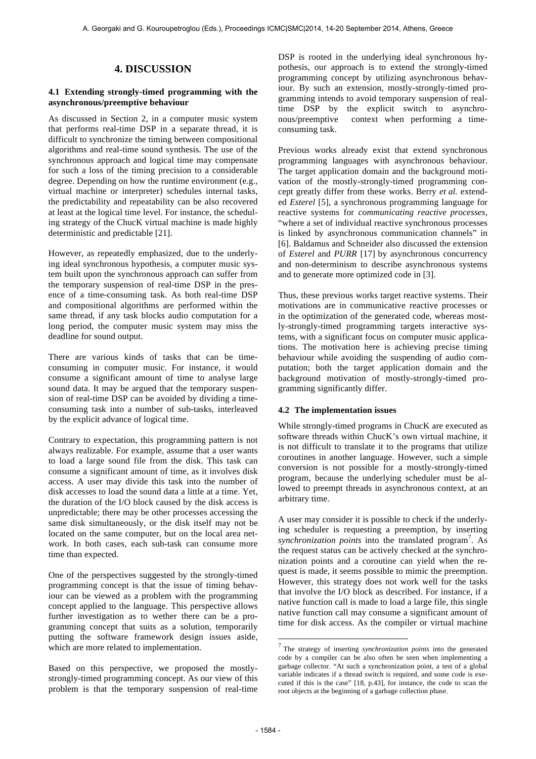# 4. DISCUSSION

## 4.1 Extending strongly-timed programming with the asynchronous/preemptive behaviour

As discussed in Section 2, in a computer music system that performs real-time DSP in a separate thread, it is difficult to synchronize the timing between compositional algorithms and real-time sound synthesis. The use of the synchronous approach and logical time may compensate for such a loss of the timing precision to a considerable degree. Depending on how the runtime environment (e.g., virtual machine or interpreter) schedules internal tasks, the predictability and repeatability can be also recovered at least at the logical time level. For instance, the scheduling strategy of the ChucK virtual machine is made highly deterministic and predictable [21].

However, as repeatedly emphasized, due to the underlying ideal synchronous hypothesis, a computer music system built upon the synchronous approach can suffer from the temporary suspension of real-time DSP in the presence of a time-consuming task. As both real-time DSP and compositional algorithms are performed within the same thread, if any task blocks audio computation for a long period, the computer music system may miss the deadline for sound output.

There are various kinds of tasks that can be time-consuming in computer music. For instance, it would consume a significant amount of time to analyse large sound data. It may be argued that the temporary suspension of real-time DSP can be avoided by dividing a time-consuming task into a number of sub-tasks, interleaved by the explicit advance of logical time.

Contrary to expectation, this programming pattern is not always realizable. For example, assume that a user wants to load a large sound file from the disk. This task can consume a significant amount of time, as it involves disk access. A user may divide this task into the number of disk accesses to load the sound data a little at a time. Yet, the duration of the I/O block caused by the disk access is unpredictable; there may be other processes accessing the same disk simultaneously, or the disk itself may not be located on the same computer, but on the local area network. In both cases, each sub-task can consume more time than expected.

One of the perspectives suggested by the strongly-timed programming concept is that the issue of timing behaviour can be viewed as a problem with the programming concept applied to the language. This perspective allows further investigation as to wether there can be a programming concept that suits as a solution, temporarily putting the software framework design issues aside, which are more related to implementation.

Based on this perspective, we proposed the mostly-strongly-timed programming concept. As our view of this problem is that the temporary suspension of real-time DSP is rooted in the underlying ideal synchronous hypothesis, our approach is to extend the strongly-timed programming concept by utilizing asynchronous behaviour. By such an extension, mostly-strongly-timed programming intends to avoid temporary suspension of real-time DSP by the explicit switch to asynchronous/preemptive context when performing a time-consuming task.

Previous works already exist that extend synchronous programming languages with asynchronous behaviour. The target application domain and the background motivation of the mostly-strongly-timed programming concept greatly differ from these works. Berry *et al.* extended *Esterel* [5], a synchronous programming language for reactive systems for *communicating reactive processes*, "where a set of individual reactive synchronous processes is linked by asynchronous communication channels" in [6]. Baldamus and Schneider also discussed the extension of *Esterel* and *PURR* [17] by asynchronous concurrency and non-determinism to describe asynchronous systems and to generate more optimized code in [3].

Thus, these previous works target reactive systems. Their motivations are in communicative reactive processes or in the optimization of the generated code, whereas mostly-strongly-timed programming targets interactive systems, with a significant focus on computer music applications. The motivation here is achieving precise timing behaviour while avoiding the suspending of audio computation; both the target application domain and the background motivation of mostly-strongly-timed programming significantly differ.

## 4.2 The implementation issues

While strongly-timed programs in ChucK are executed as software threads within ChucK's own virtual machine, it is not difficult to translate it to the programs that utilize coroutines in another language. However, such a simple conversion is not possible for a mostly-strongly-timed program, because the underlying scheduler must be allowed to preempt threads in asynchronous context, at an arbitrary time.

A user may consider it is possible to check if the underlying scheduler is requesting a preemption, by inserting *synchronization points* into the translated program[7]. As the request status can be actively checked at the synchronization points and a coroutine can yield when the request is made, it seems possible to mimic the preemption. However, this strategy does not work well for the tasks that involve the I/O block as described. For instance, if a native function call is made to load a large file, this single native function call may consume a significant amount of time for disk access. As the compiler or virtual machine

[7] The strategy of inserting *synchronization points* into the generated code by a compiler can be also often be seen when implementing a garbage collector. "At such a synchronization point, a test of a global variable indicates if a thread switch is required, and some code is executed if this is the case" [18, p.43], for instance, the code to scan the root objects at the beginning of a garbage collection phase.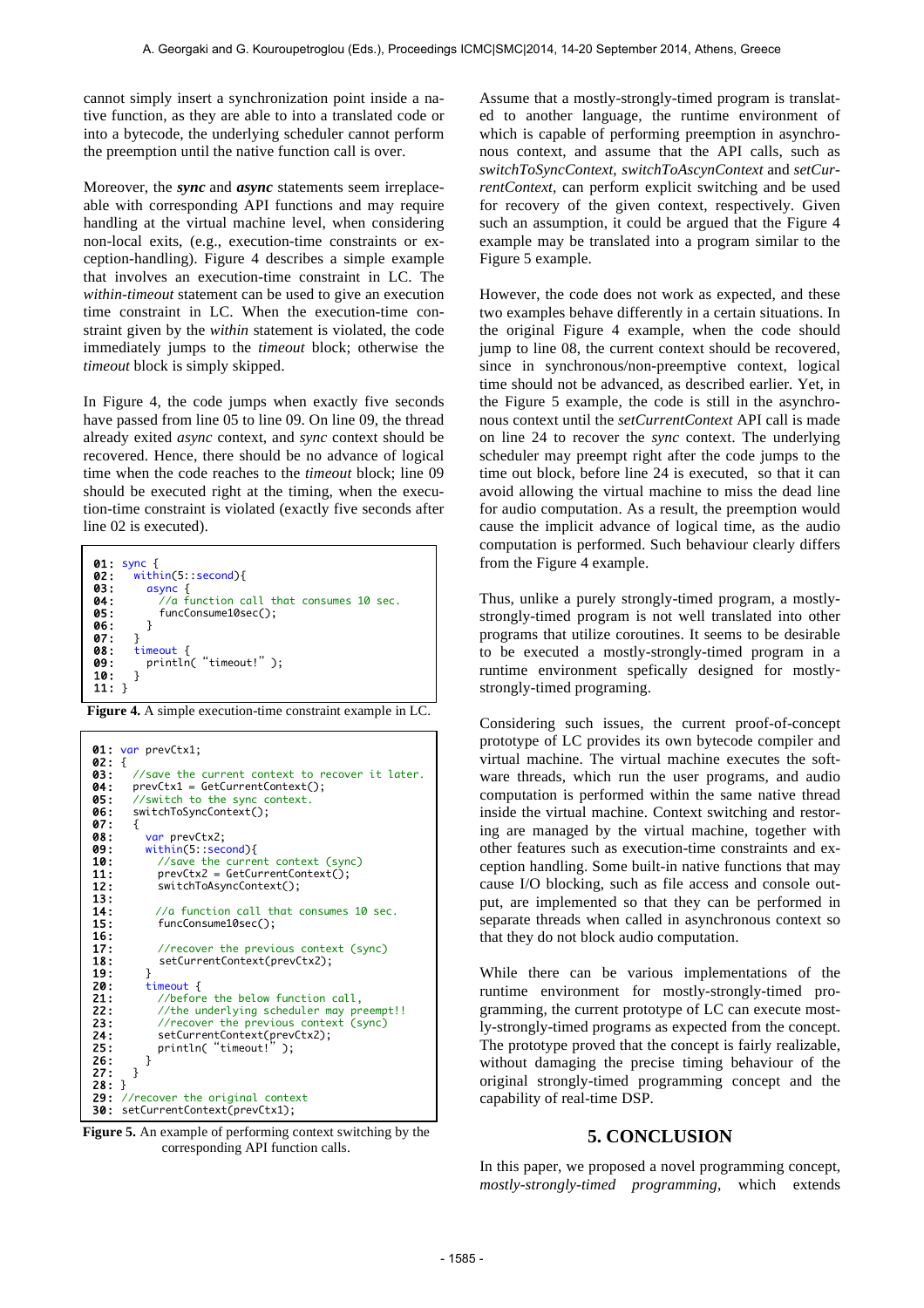cannot simply insert a synchronization point inside a native function, as they are able to into a translated code or into a bytecode, the underlying scheduler cannot perform the preemption until the native function call is over.

Moreover, the ***sync*** and ***async*** statements seem irreplaceable with corresponding API functions and may require handling at the virtual machine level, when considering non-local exits, (e.g., execution-time constraints or exception-handling). Figure 4 describes a simple example that involves an execution-time constraint in LC. The *within-timeout* statement can be used to give an execution time constraint in LC. When the execution-time constraint given by the *within* statement is violated, the code immediately jumps to the *timeout* block; otherwise the *timeout* block is simply skipped.

In Figure 4, the code jumps when exactly five seconds have passed from line 05 to line 09. On line 09, the thread already exited *async* context, and *sync* context should be recovered. Hence, there should be no advance of logical time when the code reaches to the *timeout* block; line 09 should be executed right at the timing, when the execution-time constraint is violated (exactly five seconds after line 02 is executed).

```
01: sync {
02:   within(5::second){
03:     async {
04:       //a function call that consumes 10 sec.
05:       funcConsume10sec();
06:     }
07:   }
08:   timeout {
09:     println( "timeout!" );
10:   }
11: }
```

**Figure 4.** A simple execution-time constraint example in LC.

```
01: var prevCtx1;
02: {
03:   //save the current context to recover it later.
04:   prevCtx1 = GetCurrentContext();
05:   //switch to the sync context.
06:   switchToSyncContext();
07:   {
08:     var prevCtx2;
09:     within(5::second){
10:       //save the current context (sync)
11:       prevCtx2 = GetCurrentContext();
12:       switchToAsyncContext();
13:
14:       //a function call that consumes 10 sec.
15:       funcConsume10sec();
16:
17:       //recover the previous context (sync)
18:       setCurrentContext(prevCtx2);
19:     }
20:     timeout {
21:       //before the below function call,
22:       //the underlying scheduler may preempt!!
23:       //recover the previous context (sync)
24:       setCurrentContext(prevCtx2);
25:       println( "timeout!" );
26:     }
27:   }
28: }
29: //recover the original context
30: setCurrentContext(prevCtx1);
```

**Figure 5.** An example of performing context switching by the corresponding API function calls.

Assume that a mostly-strongly-timed program is translated to another language, the runtime environment of which is capable of performing preemption in asynchronous context, and assume that the API calls, such as *switchToSyncContext*, *switchToAscynContext* and *setCurrentContext*, can perform explicit switching and be used for recovery of the given context, respectively. Given such an assumption, it could be argued that the Figure 4 example may be translated into a program similar to the Figure 5 example.

However, the code does not work as expected, and these two examples behave differently in a certain situations. In the original Figure 4 example, when the code should jump to line 08, the current context should be recovered, since in synchronous/non-preemptive context, logical time should not be advanced, as described earlier. Yet, in the Figure 5 example, the code is still in the asynchronous context until the *setCurrentContext* API call is made on line 24 to recover the *sync* context. The underlying scheduler may preempt right after the code jumps to the time out block, before line 24 is executed, so that it can avoid allowing the virtual machine to miss the dead line for audio computation. As a result, the preemption would cause the implicit advance of logical time, as the audio computation is performed. Such behaviour clearly differs from the Figure 4 example.

Thus, unlike a purely strongly-timed program, a mostly-strongly-timed program is not well translated into other programs that utilize coroutines. It seems to be desirable to be executed a mostly-strongly-timed program in a runtime environment spefically designed for mostly-strongly-timed programing.

Considering such issues, the current proof-of-concept prototype of LC provides its own bytecode compiler and virtual machine. The virtual machine executes the software threads, which run the user programs, and audio computation is performed within the same native thread inside the virtual machine. Context switching and restoring are managed by the virtual machine, together with other features such as execution-time constraints and exception handling. Some built-in native functions that may cause I/O blocking, such as file access and console output, are implemented so that they can be performed in separate threads when called in asynchronous context so that they do not block audio computation.

While there can be various implementations of the runtime environment for mostly-strongly-timed programming, the current prototype of LC can execute mostly-strongly-timed programs as expected from the concept. The prototype proved that the concept is fairly realizable, without damaging the precise timing behaviour of the original strongly-timed programming concept and the capability of real-time DSP.

## 5. CONCLUSION

In this paper, we proposed a novel programming concept, *mostly-strongly-timed programming*, which extends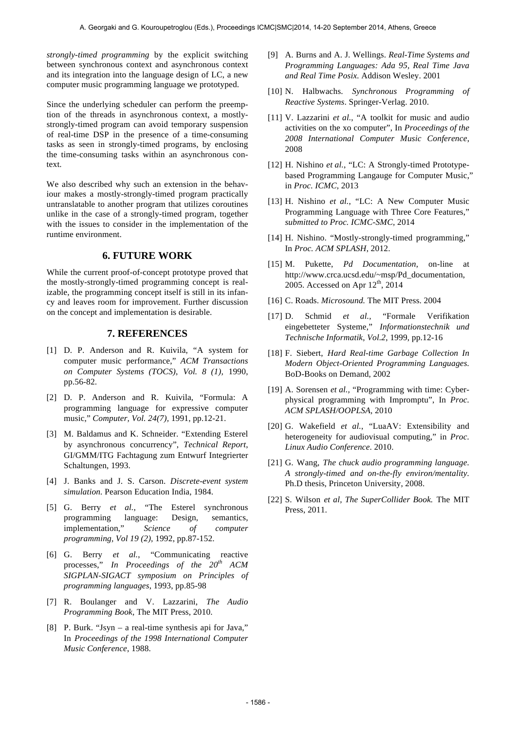*strongly-timed programming* by the explicit switching between synchronous context and asynchronous context and its integration into the language design of LC, a new computer music programming language we prototyped.

Since the underlying scheduler can perform the preemption of the threads in asynchronous context, a mostly-strongly-timed program can avoid temporary suspension of real-time DSP in the presence of a time-consuming tasks as seen in strongly-timed programs, by enclosing the time-consuming tasks within an asynchronous context.

We also described why such an extension in the behaviour makes a mostly-strongly-timed program practically untranslatable to another program that utilizes coroutines unlike in the case of a strongly-timed program, together with the issues to consider in the implementation of the runtime environment.

## 6. FUTURE WORK

While the current proof-of-concept prototype proved that the mostly-strongly-timed programming concept is realizable, the programming concept itself is still in its infancy and leaves room for improvement. Further discussion on the concept and implementation is desirable.

## 7. REFERENCES

[1] D. P. Anderson and R. Kuivila, "A system for computer music performance," *ACM Transactions on Computer Systems (TOCS), Vol. 8 (1)*, 1990, pp.56-82.

[2] D. P. Anderson and R. Kuivila, "Formula: A programming language for expressive computer music," *Computer, Vol. 24(7)*, 1991, pp.12-21.

[3] M. Baldamus and K. Schneider. "Extending Esterel by asynchronous concurrency", *Technical Report*, GI/GMM/ITG Fachtagung zum Entwurf Integrierter Schaltungen, 1993.

[4] J. Banks and J. S. Carson. *Discrete-event system simulation.* Pearson Education India, 1984.

[5] G. Berry *et al.*, "The Esterel synchronous programming language: Design, semantics, implementation," *Science of computer programming, Vol 19 (2)*, 1992, pp.87-152.

[6] G. Berry *et al.*, "Communicating reactive processes," *In Proceedings of the 20th ACM SIGPLAN-SIGACT symposium on Principles of programming languages*, 1993, pp.85-98

[7] R. Boulanger and V. Lazzarini, *The Audio Programming Book*, The MIT Press, 2010.

[8] P. Burk. "Jsyn – a real-time synthesis api for Java," In *Proceedings of the 1998 International Computer Music Conference*, 1988.

[9] A. Burns and A. J. Wellings. *Real-Time Systems and Programming Languages: Ada 95, Real Time Java and Real Time Posix.* Addison Wesley. 2001

[10] N. Halbwachs. *Synchronous Programming of Reactive Systems*. Springer-Verlag. 2010.

[11] V. Lazzarini *et al.*, "A toolkit for music and audio activities on the xo computer", In *Proceedings of the 2008 International Computer Music Conference*, 2008

[12] H. Nishino *et al.*, "LC: A Strongly-timed Prototype-based Programming Langauge for Computer Music," in *Proc. ICMC*, 2013

[13] H. Nishino *et al.*, "LC: A New Computer Music Programming Language with Three Core Features," *submitted to Proc. ICMC-SMC*, 2014

[14] H. Nishino. "Mostly-strongly-timed programming," In *Proc. ACM SPLASH*, 2012.

[15] M. Pukette, *Pd Documentation*, on-line at http://www.crca.ucsd.edu/~msp/Pd_documentation, 2005. Accessed on Apr 12th, 2014

[16] C. Roads. *Microsound.* The MIT Press. 2004

[17] D. Schmid *et al.*, "Formale Verifikation eingebetteter Systeme," *Informationstechnik und Technische Informatik, Vol.2*, 1999, pp.12-16

[18] F. Siebert, *Hard Real-time Garbage Collection In Modern Object-Oriented Programming Languages.* BoD-Books on Demand, 2002

[19] A. Sorensen *et al.*, "Programming with time: Cyber-physical programming with Impromptu", In *Proc. ACM SPLASH/OOPLSA*, 2010

[20] G. Wakefield *et al.*, "LuaAV: Extensibility and heterogeneity for audiovisual computing," in *Proc. Linux Audio Conference*. 2010.

[21] G. Wang, *The chuck audio programming language. A strongly-timed and on-the-fly environ/mentality.* Ph.D thesis, Princeton University, 2008.

[22] S. Wilson *et al, The SuperCollider Book.* The MIT Press, 2011.